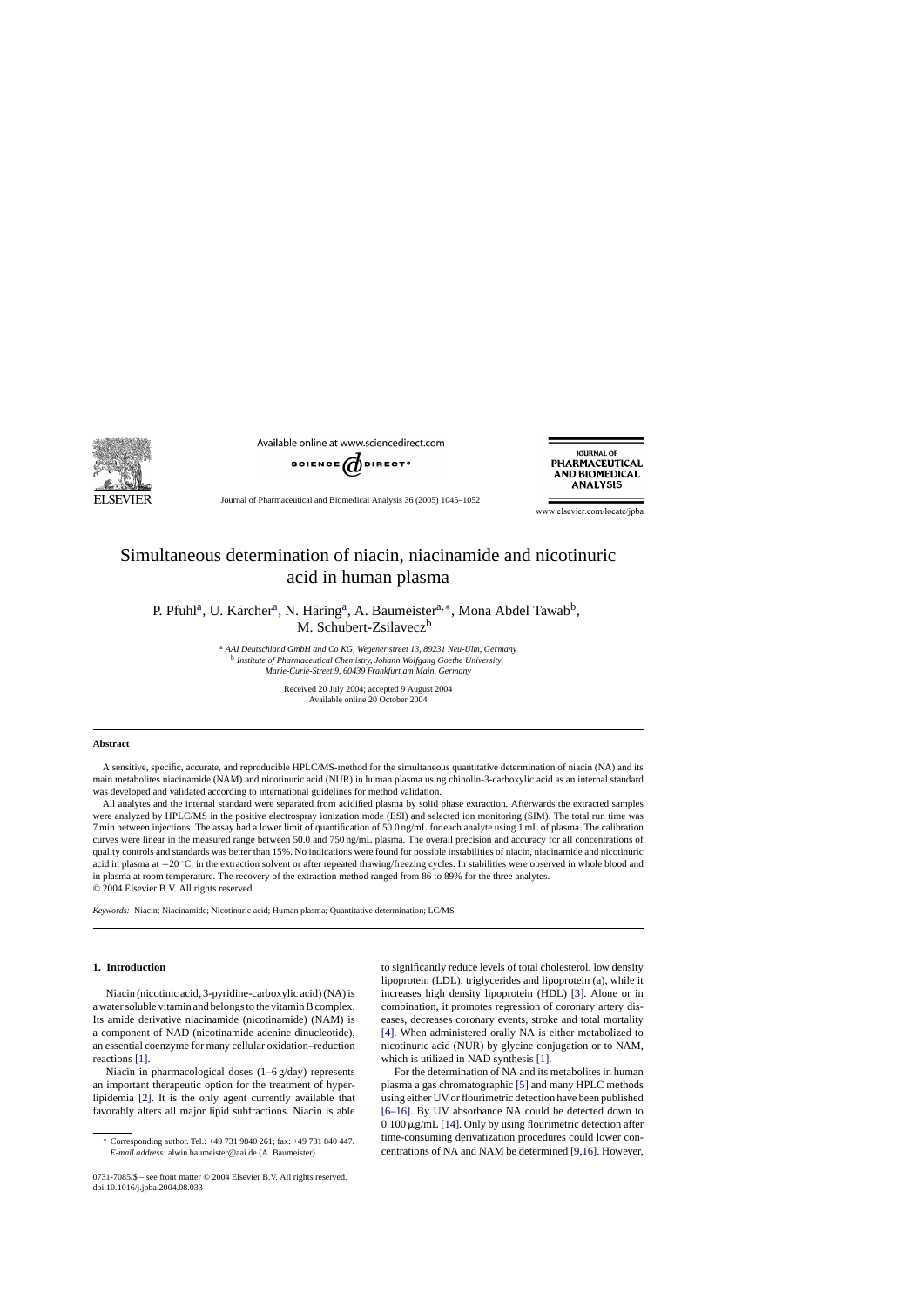# Simultaneous determination of niacin, niacinamide and nicotinuric acid in human plasma

P. Pfuhl[a], U. Kärcher[a], N. Häring[a], A. Baumeister[a,∗], Mona Abdel Tawab[b], M. Schubert-Zsilavecz[b]

[a] *AAI Deutschland GmbH and Co KG, Wegener street 13, 89231 Neu-Ulm, Germany*
[b] *Institute of Pharmaceutical Chemistry, Johann Wolfgang Goethe University, Marie-Curie-Street 9, 60439 Frankfurt am Main, Germany*

Received 20 July 2004; accepted 9 August 2004
Available online 20 October 2004

## Abstract

A sensitive, specific, accurate, and reproducible HPLC/MS-method for the simultaneous quantitative determination of niacin (NA) and its main metabolites niacinamide (NAM) and nicotinuric acid (NUR) in human plasma using chinolin-3-carboxylic acid as an internal standard was developed and validated according to international guidelines for method validation.

All analytes and the internal standard were separated from acidified plasma by solid phase extraction. Afterwards the extracted samples were analyzed by HPLC/MS in the positive electrospray ionization mode (ESI) and selected ion monitoring (SIM). The total run time was 7 min between injections. The assay had a lower limit of quantification of 50.0 ng/mL for each analyte using 1 mL of plasma. The calibration curves were linear in the measured range between 50.0 and 750 ng/mL plasma. The overall precision and accuracy for all concentrations of quality controls and standards was better than 15%. No indications were found for possible instabilities of niacin, niacinamide and nicotinuric acid in plasma at −20 °C, in the extraction solvent or after repeated thawing/freezing cycles. In stabilities were observed in whole blood and in plasma at room temperature. The recovery of the extraction method ranged from 86 to 89% for the three analytes.
© 2004 Elsevier B.V. All rights reserved.

*Keywords:* Niacin; Niacinamide; Nicotinuric acid; Human plasma; Quantitative determination; LC/MS

## 1. Introduction

Niacin (nicotinic acid, 3-pyridine-carboxylic acid) (NA) is a water soluble vitamin and belongs to the vitamin B complex. Its amide derivative niacinamide (nicotinamide) (NAM) is a component of NAD (nicotinamide adenine dinucleotide), an essential coenzyme for many cellular oxidation–reduction reactions [1].

Niacin in pharmacological doses (1–6 g/day) represents an important therapeutic option for the treatment of hyperlipidemia [2]. It is the only agent currently available that favorably alters all major lipid subfractions. Niacin is able to significantly reduce levels of total cholesterol, low density lipoprotein (LDL), triglycerides and lipoprotein (a), while it increases high density lipoprotein (HDL) [3]. Alone or in combination, it promotes regression of coronary artery diseases, decreases coronary events, stroke and total mortality [4]. When administered orally NA is either metabolized to nicotinuric acid (NUR) by glycine conjugation or to NAM, which is utilized in NAD synthesis [1].

For the determination of NA and its metabolites in human plasma a gas chromatographic [5] and many HPLC methods using either UV or flourimetric detection have been published [6–16]. By UV absorbance NA could be detected down to 0.100 μg/mL [14]. Only by using flourimetric detection after time-consuming derivatization procedures could lower concentrations of NA and NAM be determined [9,16]. However,

∗ Corresponding author. Tel.: +49 731 9840 261; fax: +49 731 840 447.
*E-mail address:* alwin.baumeister@aai.de (A. Baumeister).

0731-7085/$ – see front matter © 2004 Elsevier B.V. All rights reserved.
doi:10.1016/j.jpba.2004.08.033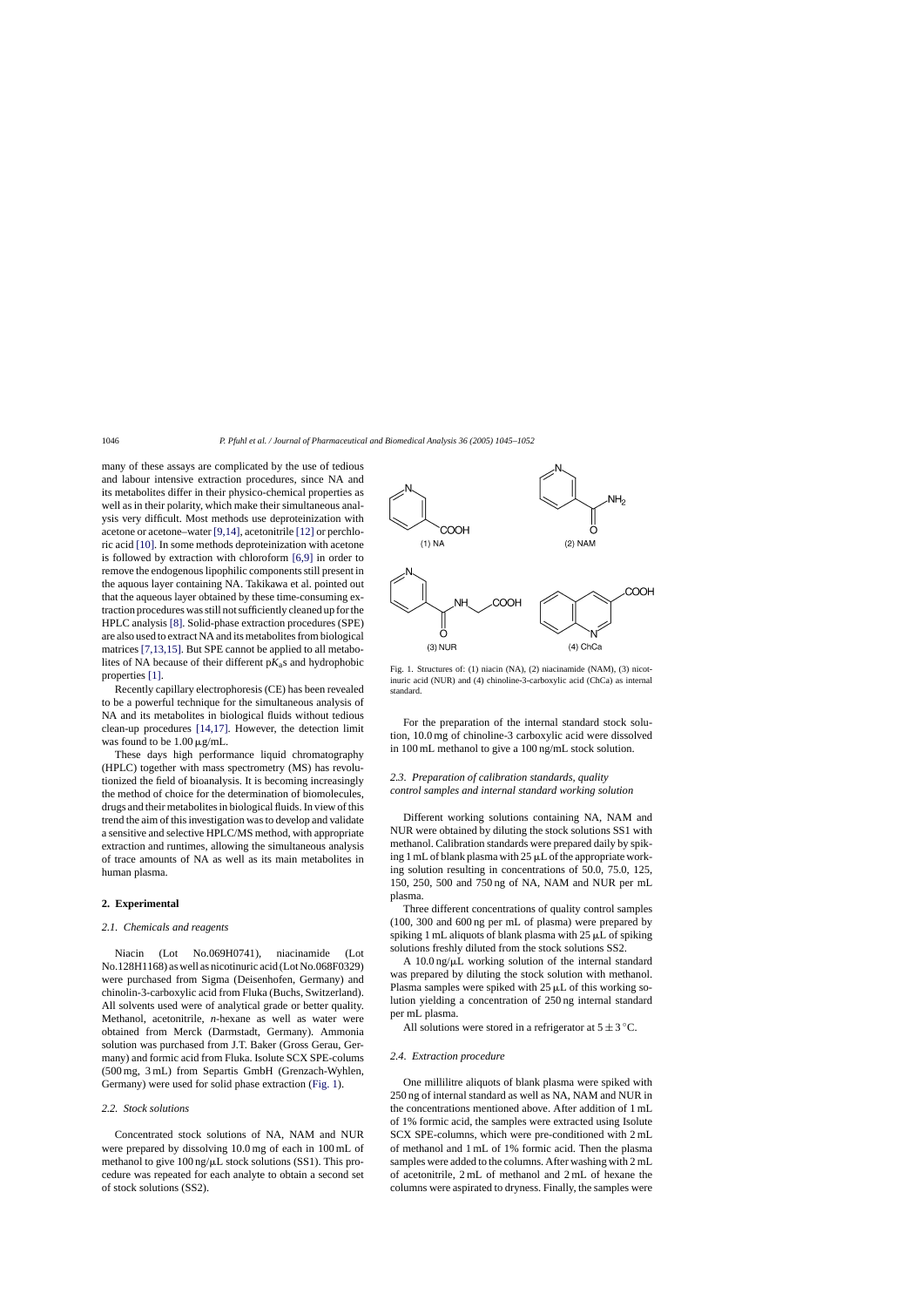many of these assays are complicated by the use of tedious and labour intensive extraction procedures, since NA and its metabolites differ in their physico-chemical properties as well as in their polarity, which make their simultaneous analysis very difficult. Most methods use deproteinization with acetone or acetone–water [9,14], acetonitrile [12] or perchloric acid [10]. In some methods deproteinization with acetone is followed by extraction with chloroform [6,9] in order to remove the endogenous lipophilic components still present in the aquous layer containing NA. Takikawa et al. pointed out that the aqueous layer obtained by these time-consuming extraction procedures was still not sufficiently cleaned up for the HPLC analysis [8]. Solid-phase extraction procedures (SPE) are also used to extract NA and its metabolites from biological matrices [7,13,15]. But SPE cannot be applied to all metabolites of NA because of their different p$K_a$s and hydrophobic properties [1].

Recently capillary electrophoresis (CE) has been revealed to be a powerful technique for the simultaneous analysis of NA and its metabolites in biological fluids without tedious clean-up procedures [14,17]. However, the detection limit was found to be 1.00 μg/mL.

These days high performance liquid chromatography (HPLC) together with mass spectrometry (MS) has revolutionized the field of bioanalysis. It is becoming increasingly the method of choice for the determination of biomolecules, drugs and their metabolites in biological fluids. In view of this trend the aim of this investigation was to develop and validate a sensitive and selective HPLC/MS method, with appropriate extraction and runtimes, allowing the simultaneous analysis of trace amounts of NA as well as its main metabolites in human plasma.

## 2. Experimental

### 2.1. Chemicals and reagents

Niacin (Lot No.069H0741), niacinamide (Lot No.128H1168) as well as nicotinuric acid (Lot No.068F0329) were purchased from Sigma (Deisenhofen, Germany) and chinolin-3-carboxylic acid from Fluka (Buchs, Switzerland). All solvents used were of analytical grade or better quality. Methanol, acetonitrile, *n*-hexane as well as water were obtained from Merck (Darmstadt, Germany). Ammonia solution was purchased from J.T. Baker (Gross Gerau, Germany) and formic acid from Fluka. Isolute SCX SPE-colums (500 mg, 3 mL) from Separtis GmbH (Grenzach-Wyhlen, Germany) were used for solid phase extraction (Fig. 1).

### 2.2. Stock solutions

Concentrated stock solutions of NA, NAM and NUR were prepared by dissolving 10.0 mg of each in 100 mL of methanol to give 100 ng/μL stock solutions (SS1). This procedure was repeated for each analyte to obtain a second set of stock solutions (SS2).

Fig. 1. Structures of: (1) niacin (NA), (2) niacinamide (NAM), (3) nicotinuric acid (NUR) and (4) chinoline-3-carboxylic acid (ChCa) as internal standard.

For the preparation of the internal standard stock solution, 10.0 mg of chinoline-3 carboxylic acid were dissolved in 100 mL methanol to give a 100 ng/mL stock solution.

### 2.3. Preparation of calibration standards, quality control samples and internal standard working solution

Different working solutions containing NA, NAM and NUR were obtained by diluting the stock solutions SS1 with methanol. Calibration standards were prepared daily by spiking 1 mL of blank plasma with 25 μL of the appropriate working solution resulting in concentrations of 50.0, 75.0, 125, 150, 250, 500 and 750 ng of NA, NAM and NUR per mL plasma.

Three different concentrations of quality control samples (100, 300 and 600 ng per mL of plasma) were prepared by spiking 1 mL aliquots of blank plasma with 25 μL of spiking solutions freshly diluted from the stock solutions SS2.

A 10.0 ng/μL working solution of the internal standard was prepared by diluting the stock solution with methanol. Plasma samples were spiked with 25 μL of this working solution yielding a concentration of 250 ng internal standard per mL plasma.

All solutions were stored in a refrigerator at 5 ± 3 °C.

### 2.4. Extraction procedure

One millilitre aliquots of blank plasma were spiked with 250 ng of internal standard as well as NA, NAM and NUR in the concentrations mentioned above. After addition of 1 mL of 1% formic acid, the samples were extracted using Isolute SCX SPE-columns, which were pre-conditioned with 2 mL of methanol and 1 mL of 1% formic acid. Then the plasma samples were added to the columns. After washing with 2 mL of acetonitrile, 2 mL of methanol and 2 mL of hexane the columns were aspirated to dryness. Finally, the samples were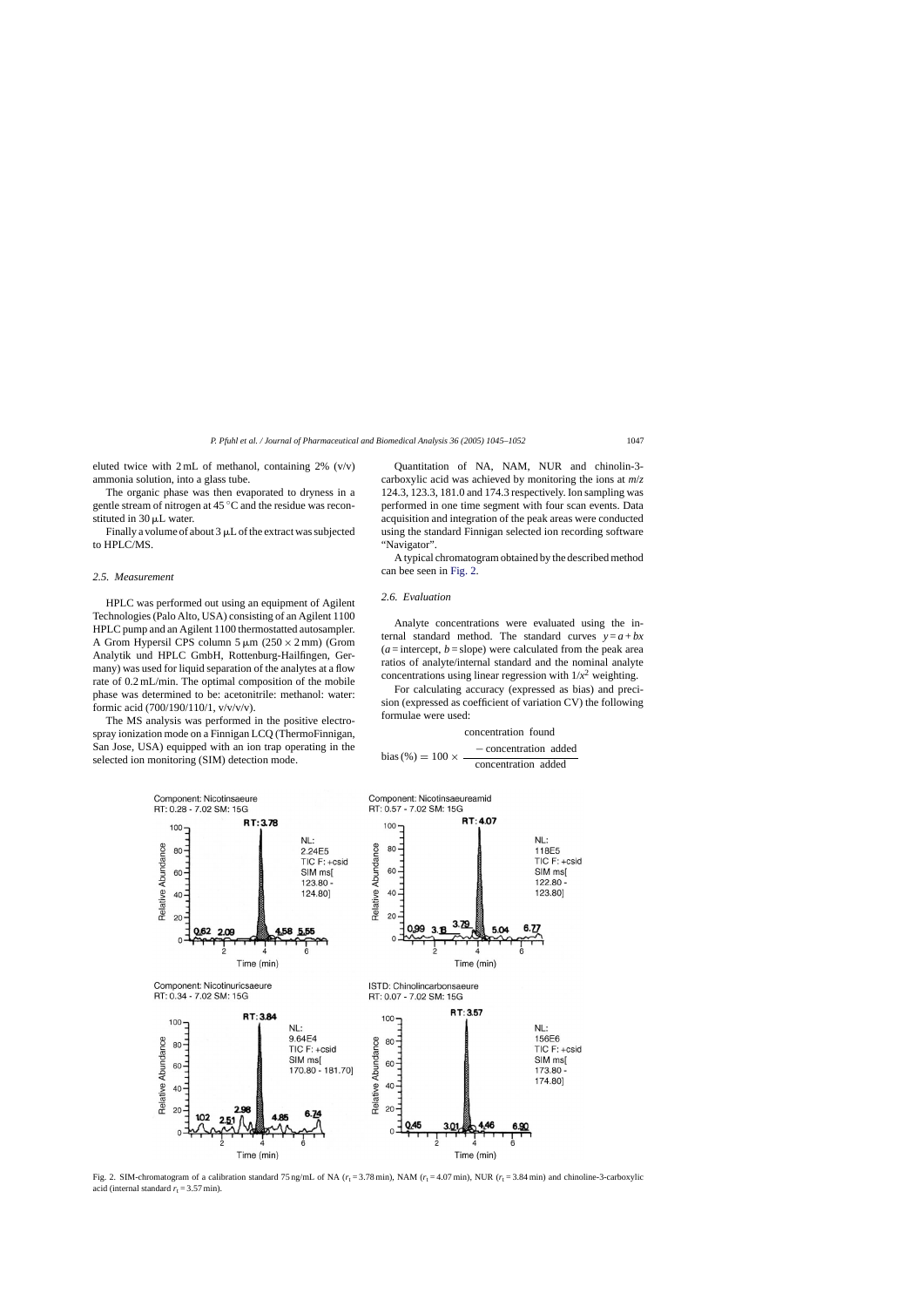eluted twice with 2 mL of methanol, containing 2% (v/v) ammonia solution, into a glass tube.

The organic phase was then evaporated to dryness in a gentle stream of nitrogen at 45 °C and the residue was reconstituted in 30 μL water.

Finally a volume of about 3 μL of the extract was subjected to HPLC/MS.

### 2.5. Measurement

HPLC was performed out using an equipment of Agilent Technologies (Palo Alto, USA) consisting of an Agilent 1100 HPLC pump and an Agilent 1100 thermostatted autosampler. A Grom Hypersil CPS column 5 μm (250 × 2 mm) (Grom Analytik und HPLC GmbH, Rottenburg-Hailfingen, Germany) was used for liquid separation of the analytes at a flow rate of 0.2 mL/min. The optimal composition of the mobile phase was determined to be: acetonitrile: methanol: water: formic acid (700/190/110/1, v/v/v/v).

The MS analysis was performed in the positive electrospray ionization mode on a Finnigan LCQ (ThermoFinnigan, San Jose, USA) equipped with an ion trap operating in the selected ion monitoring (SIM) detection mode.

Quantitation of NA, NAM, NUR and chinolin-3-carboxylic acid was achieved by monitoring the ions at *m/z* 124.3, 123.3, 181.0 and 174.3 respectively. Ion sampling was performed in one time segment with four scan events. Data acquisition and integration of the peak areas were conducted using the standard Finnigan selected ion recording software "Navigator".

A typical chromatogram obtained by the described method can bee seen in Fig. 2.

### 2.6. Evaluation

Analyte concentrations were evaluated using the internal standard method. The standard curves $y = a + bx$ ($a$ = intercept, $b$ = slope) were calculated from the peak area ratios of analyte/internal standard and the nominal analyte concentrations using linear regression with $1/x^2$ weighting.

For calculating accuracy (expressed as bias) and precision (expressed as coefficient of variation CV) the following formulae were used:

$$\text{bias (\%)} = 100 \times \frac{\text{concentration found} - \text{concentration added}}{\text{concentration added}}$$

Fig. 2. SIM-chromatogram of a calibration standard 75 ng/mL of NA ($r_t$ = 3.78 min), NAM ($r_t$ = 4.07 min), NUR ($r_t$ = 3.84 min) and chinoline-3-carboxylic acid (internal standard $r_t$ = 3.57 min).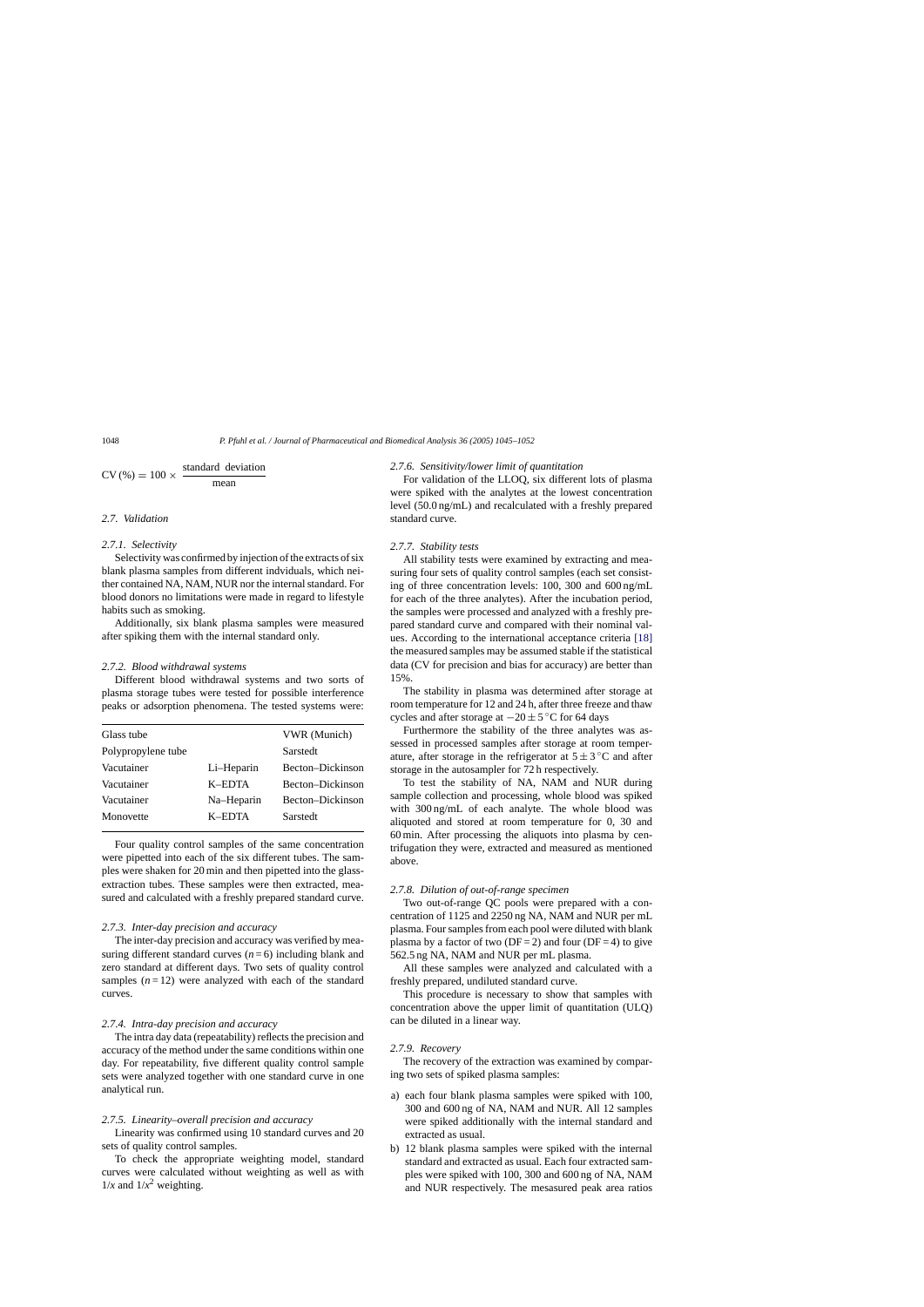$$\mathrm{CV}\,(\%) = 100 \times \frac{\text{standard deviation}}{\text{mean}}$$

### 2.7. Validation

#### 2.7.1. Selectivity

Selectivity was confirmed by injection of the extracts of six blank plasma samples from different indviduals, which neither contained NA, NAM, NUR nor the internal standard. For blood donors no limitations were made in regard to lifestyle habits such as smoking.

Additionally, six blank plasma samples were measured after spiking them with the internal standard only.

#### 2.7.2. Blood withdrawal systems

Different blood withdrawal systems and two sorts of plasma storage tubes were tested for possible interference peaks or adsorption phenomena. The tested systems were:

| | | |
|---|---|---|
| Glass tube | | VWR (Munich) |
| Polypropylene tube | | Sarstedt |
| Vacutainer | Li–Heparin | Becton–Dickinson |
| Vacutainer | K–EDTA | Becton–Dickinson |
| Vacutainer | Na–Heparin | Becton–Dickinson |
| Monovette | K–EDTA | Sarstedt |

Four quality control samples of the same concentration were pipetted into each of the six different tubes. The samples were shaken for 20 min and then pipetted into the glass-extraction tubes. These samples were then extracted, measured and calculated with a freshly prepared standard curve.

#### 2.7.3. Inter-day precision and accuracy

The inter-day precision and accuracy was verified by measuring different standard curves ($n = 6$) including blank and zero standard at different days. Two sets of quality control samples ($n = 12$) were analyzed with each of the standard curves.

#### 2.7.4. Intra-day precision and accuracy

The intra day data (repeatability) reflects the precision and accuracy of the method under the same conditions within one day. For repeatability, five different quality control sample sets were analyzed together with one standard curve in one analytical run.

#### 2.7.5. Linearity–overall precision and accuracy

Linearity was confirmed using 10 standard curves and 20 sets of quality control samples.

To check the appropriate weighting model, standard curves were calculated without weighting as well as with $1/x$ and $1/x^2$ weighting.

#### 2.7.6. Sensitivity/lower limit of quantitation

For validation of the LLOQ, six different lots of plasma were spiked with the analytes at the lowest concentration level (50.0 ng/mL) and recalculated with a freshly prepared standard curve.

#### 2.7.7. Stability tests

All stability tests were examined by extracting and measuring four sets of quality control samples (each set consisting of three concentration levels: 100, 300 and 600 ng/mL for each of the three analytes). After the incubation period, the samples were processed and analyzed with a freshly prepared standard curve and compared with their nominal values. According to the international acceptance criteria [18] the measured samples may be assumed stable if the statistical data (CV for precision and bias for accuracy) are better than 15%.

The stability in plasma was determined after storage at room temperature for 12 and 24 h, after three freeze and thaw cycles and after storage at $-20 \pm 5\,^{\circ}\mathrm{C}$ for 64 days

Furthermore the stability of the three analytes was assessed in processed samples after storage at room temperature, after storage in the refrigerator at $5 \pm 3\,^{\circ}\mathrm{C}$ and after storage in the autosampler for 72 h respectively.

To test the stability of NA, NAM and NUR during sample collection and processing, whole blood was spiked with 300 ng/mL of each analyte. The whole blood was aliquoted and stored at room temperature for 0, 30 and 60 min. After processing the aliquots into plasma by centrifugation they were, extracted and measured as mentioned above.

#### 2.7.8. Dilution of out-of-range specimen

Two out-of-range QC pools were prepared with a concentration of 1125 and 2250 ng NA, NAM and NUR per mL plasma. Four samples from each pool were diluted with blank plasma by a factor of two (DF = 2) and four (DF = 4) to give 562.5 ng NA, NAM and NUR per mL plasma.

All these samples were analyzed and calculated with a freshly prepared, undiluted standard curve.

This procedure is necessary to show that samples with concentration above the upper limit of quantitation (ULQ) can be diluted in a linear way.

#### 2.7.9. Recovery

The recovery of the extraction was examined by comparing two sets of spiked plasma samples:

a) each four blank plasma samples were spiked with 100, 300 and 600 ng of NA, NAM and NUR. All 12 samples were spiked additionally with the internal standard and extracted as usual.
b) 12 blank plasma samples were spiked with the internal standard and extracted as usual. Each four extracted samples were spiked with 100, 300 and 600 ng of NA, NAM and NUR respectively. The mesasured peak area ratios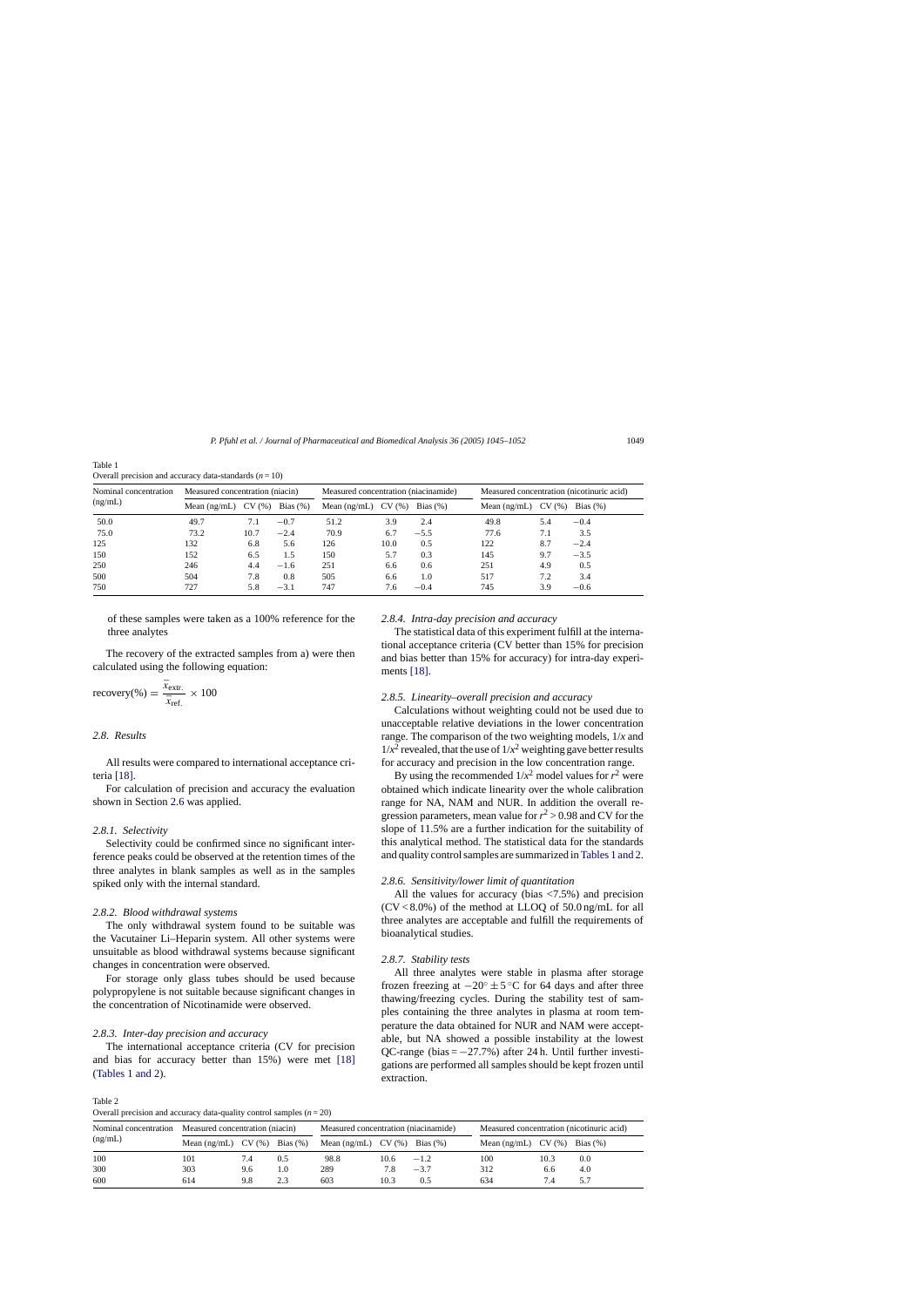Table 1
Overall precision and accuracy data-standards ($n = 10$)

| Nominal concentration (ng/mL) | Measured concentration (niacin) | | | Measured concentration (niacinamide) | | | Measured concentration (nicotinuric acid) | | |
|---|---|---|---|---|---|---|---|---|---|
| | Mean (ng/mL) | CV (%) | Bias (%) | Mean (ng/mL) | CV (%) | Bias (%) | Mean (ng/mL) | CV (%) | Bias (%) |
| 50.0 | 49.7 | 7.1 | −0.7 | 51.2 | 3.9 | 2.4 | 49.8 | 5.4 | −0.4 |
| 75.0 | 73.2 | 10.7 | −2.4 | 70.9 | 6.7 | −5.5 | 77.6 | 7.1 | 3.5 |
| 125 | 132 | 6.8 | 5.6 | 126 | 10.0 | 0.5 | 122 | 8.7 | −2.4 |
| 150 | 152 | 6.5 | 1.5 | 150 | 5.7 | 0.3 | 145 | 9.7 | −3.5 |
| 250 | 246 | 4.4 | −1.6 | 251 | 6.6 | 0.6 | 251 | 4.9 | 0.5 |
| 500 | 504 | 7.8 | 0.8 | 505 | 6.6 | 1.0 | 517 | 7.2 | 3.4 |
| 750 | 727 | 5.8 | −3.1 | 747 | 7.6 | −0.4 | 745 | 3.9 | −0.6 |

of these samples were taken as a 100% reference for the three analytes

The recovery of the extracted samples from a) were then calculated using the following equation:

$$\text{recovery}(\%) = \frac{\bar{x}_{\text{extr.}}}{\bar{x}_{\text{ref.}}} \times 100$$

### 2.8. Results

All results were compared to international acceptance criteria [18].

For calculation of precision and accuracy the evaluation shown in Section 2.6 was applied.

#### 2.8.1. Selectivity

Selectivity could be confirmed since no significant interference peaks could be observed at the retention times of the three analytes in blank samples as well as in the samples spiked only with the internal standard.

#### 2.8.2. Blood withdrawal systems

The only withdrawal system found to be suitable was the Vacutainer Li–Heparin system. All other systems were unsuitable as blood withdrawal systems because significant changes in concentration were observed.

For storage only glass tubes should be used because polypropylene is not suitable because significant changes in the concentration of Nicotinamide were observed.

#### 2.8.3. Inter-day precision and accuracy

The international acceptance criteria (CV for precision and bias for accuracy better than 15%) were met [18] (Tables 1 and 2).

#### 2.8.4. Intra-day precision and accuracy

The statistical data of this experiment fulfill at the international acceptance criteria (CV better than 15% for precision and bias better than 15% for accuracy) for intra-day experiments [18].

#### 2.8.5. Linearity–overall precision and accuracy

Calculations without weighting could not be used due to unacceptable relative deviations in the lower concentration range. The comparison of the two weighting models, $1/x$ and $1/x^2$ revealed, that the use of $1/x^2$ weighting gave better results for accuracy and precision in the low concentration range.

By using the recommended $1/x^2$ model values for $r^2$ were obtained which indicate linearity over the whole calibration range for NA, NAM and NUR. In addition the overall regression parameters, mean value for $r^2 > 0.98$ and CV for the slope of 11.5% are a further indication for the suitability of this analytical method. The statistical data for the standards and quality control samples are summarized in Tables 1 and 2.

#### 2.8.6. Sensitivity/lower limit of quantitation

All the values for accuracy (bias <7.5%) and precision (CV < 8.0%) of the method at LLOQ of 50.0 ng/mL for all three analytes are acceptable and fulfill the requirements of bioanalytical studies.

#### 2.8.7. Stability tests

All three analytes were stable in plasma after storage frozen freezing at $-20^{\circ} \pm 5\,^{\circ}$C for 64 days and after three thawing/freezing cycles. During the stability test of samples containing the three analytes in plasma at room temperature the data obtained for NUR and NAM were acceptable, but NA showed a possible instability at the lowest QC-range (bias = −27.7%) after 24 h. Until further investigations are performed all samples should be kept frozen until extraction.

Table 2
Overall precision and accuracy data-quality control samples ($n = 20$)

| Nominal concentration (ng/mL) | Measured concentration (niacin) | | | Measured concentration (niacinamide) | | | Measured concentration (nicotinuric acid) | | |
|---|---|---|---|---|---|---|---|---|---|
| | Mean (ng/mL) | CV (%) | Bias (%) | Mean (ng/mL) | CV (%) | Bias (%) | Mean (ng/mL) | CV (%) | Bias (%) |
| 100 | 101 | 7.4 | 0.5 | 98.8 | 10.6 | −1.2 | 100 | 10.3 | 0.0 |
| 300 | 303 | 9.6 | 1.0 | 289 | 7.8 | −3.7 | 312 | 6.6 | 4.0 |
| 600 | 614 | 9.8 | 2.3 | 603 | 10.3 | 0.5 | 634 | 7.4 | 5.7 |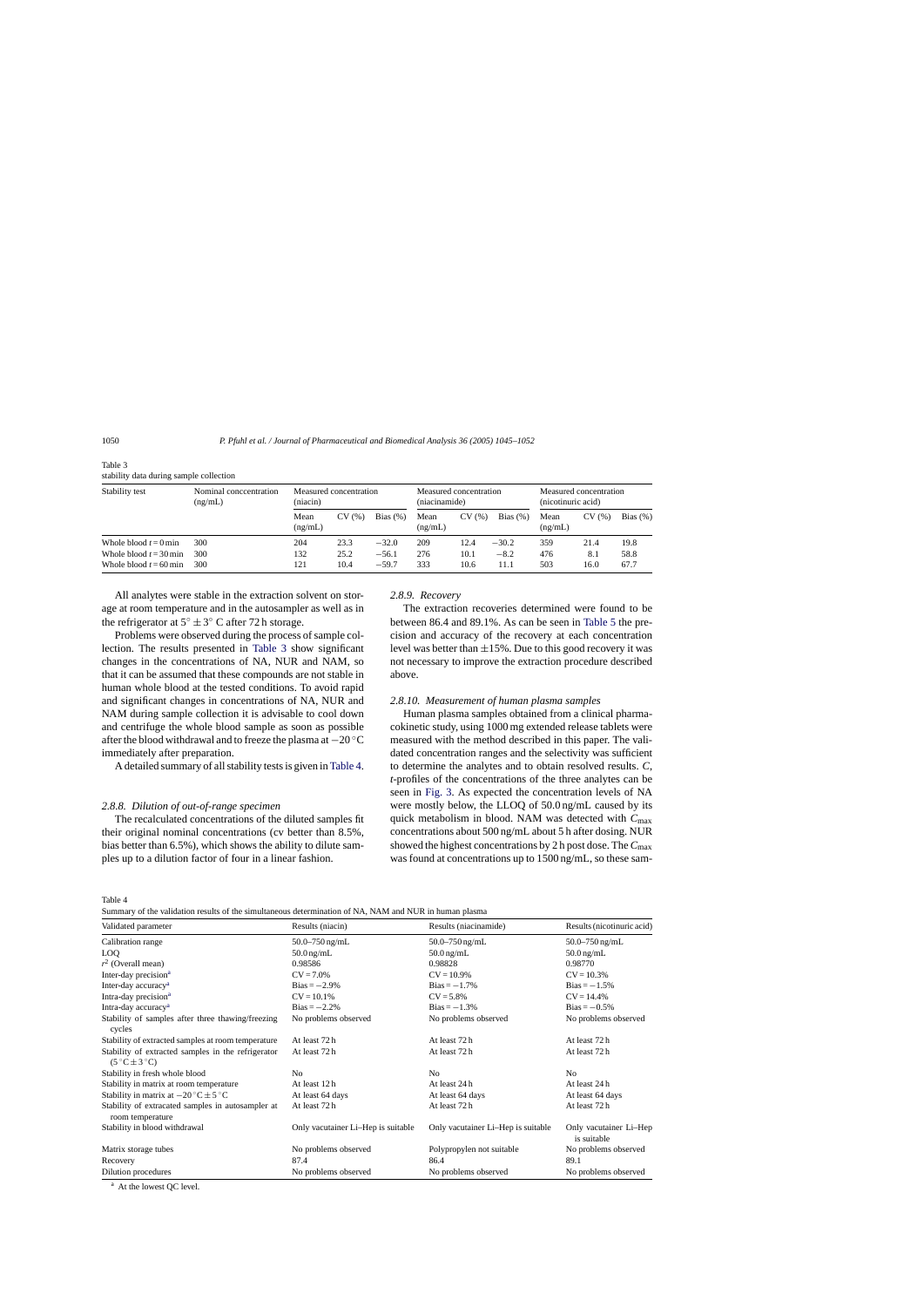Table 3
stability data during sample collection

| Stability test | Nominal conccentration (ng/mL) | Measured concentration (niacin) | | | Measured concentration (niacinamide) | | | Measured concentration (nicotinuric acid) | | |
|---|---|---|---|---|---|---|---|---|---|---|
| | | Mean (ng/mL) | CV (%) | Bias (%) | Mean (ng/mL) | CV (%) | Bias (%) | Mean (ng/mL) | CV (%) | Bias (%) |
| Whole blood $t = 0$ min | 300 | 204 | 23.3 | −32.0 | 209 | 12.4 | −30.2 | 359 | 21.4 | 19.8 |
| Whole blood $t = 30$ min | 300 | 132 | 25.2 | −56.1 | 276 | 10.1 | −8.2 | 476 | 8.1 | 58.8 |
| Whole blood $t = 60$ min | 300 | 121 | 10.4 | −59.7 | 333 | 10.6 | 11.1 | 503 | 16.0 | 67.7 |

All analytes were stable in the extraction solvent on storage at room temperature and in the autosampler as well as in the refrigerator at $5^\circ \pm 3^\circ$ C after 72 h storage.

Problems were observed during the process of sample collection. The results presented in Table 3 show significant changes in the concentrations of NA, NUR and NAM, so that it can be assumed that these compounds are not stable in human whole blood at the tested conditions. To avoid rapid and significant changes in concentrations of NA, NUR and NAM during sample collection it is advisable to cool down and centrifuge the whole blood sample as soon as possible after the blood withdrawal and to freeze the plasma at $-20\,^\circ$C immediately after preparation.

A detailed summary of all stability tests is given in Table 4.

### 2.8.8. Dilution of out-of-range specimen

The recalculated concentrations of the diluted samples fit their original nominal concentrations (cv better than 8.5%, bias better than 6.5%), which shows the ability to dilute samples up to a dilution factor of four in a linear fashion.

### 2.8.9. Recovery

The extraction recoveries determined were found to be between 86.4 and 89.1%. As can be seen in Table 5 the precision and accuracy of the recovery at each concentration level was better than ±15%. Due to this good recovery it was not necessary to improve the extraction procedure described above.

### 2.8.10. Measurement of human plasma samples

Human plasma samples obtained from a clinical pharmacokinetic study, using 1000 mg extended release tablets were measured with the method described in this paper. The validated concentration ranges and the selectivity was sufficient to determine the analytes and to obtain resolved results. *C*, *t*-profiles of the concentrations of the three analytes can be seen in Fig. 3. As expected the concentration levels of NA were mostly below, the LLOQ of 50.0 ng/mL caused by its quick metabolism in blood. NAM was detected with $C_{max}$ concentrations about 500 ng/mL about 5 h after dosing. NUR showed the highest concentrations by 2 h post dose. The $C_{max}$ was found at concentrations up to 1500 ng/mL, so these sam-

Table 4
Summary of the validation results of the simultaneous determination of NA, NAM and NUR in human plasma

| Validated parameter | Results (niacin) | Results (niacinamide) | Results (nicotinuric acid) |
|---|---|---|---|
| Calibration range | 50.0–750 ng/mL | 50.0–750 ng/mL | 50.0–750 ng/mL |
| LOQ | 50.0 ng/mL | 50.0 ng/mL | 50.0 ng/mL |
| $r^2$ (Overall mean) | 0.98586 | 0.98828 | 0.98770 |
| Inter-day precision[a] | CV = 7.0% | CV = 10.9% | CV = 10.3% |
| Inter-day accuracy[a] | Bias = −2.9% | Bias = −1.7% | Bias = −1.5% |
| Intra-day precision[a] | CV = 10.1% | CV = 5.8% | CV = 14.4% |
| Intra-day accuracy[a] | Bias = −2.2% | Bias = −1.3% | Bias = −0.5% |
| Stability of samples after three thawing/freezing cycles | No problems observed | No problems observed | No problems observed |
| Stability of extracted samples at room temperature | At least 72 h | At least 72 h | At least 72 h |
| Stability of extracted samples in the refrigerator ($5\,^\circ C \pm 3\,^\circ C$) | At least 72 h | At least 72 h | At least 72 h |
| Stability in fresh whole blood | No | No | No |
| Stability in matrix at room temperature | At least 12 h | At least 24 h | At least 24 h |
| Stability in matrix at $-20\,^\circ C \pm 5\,^\circ C$ | At least 64 days | At least 64 days | At least 64 days |
| Stability of extracated samples in autosampler at room temperature | At least 72 h | At least 72 h | At least 72 h |
| Stability in blood withdrawal | Only vacutainer Li–Hep is suitable | Only vacutainer Li–Hep is suitable | Only vacutainer Li–Hep is suitable |
| Matrix storage tubes | No problems observed | Polypropylen not suitable | No problems observed |
| Recovery | 87.4 | 86.4 | 89.1 |
| Dilution procedures | No problems observed | No problems observed | No problems observed |

[a] At the lowest QC level.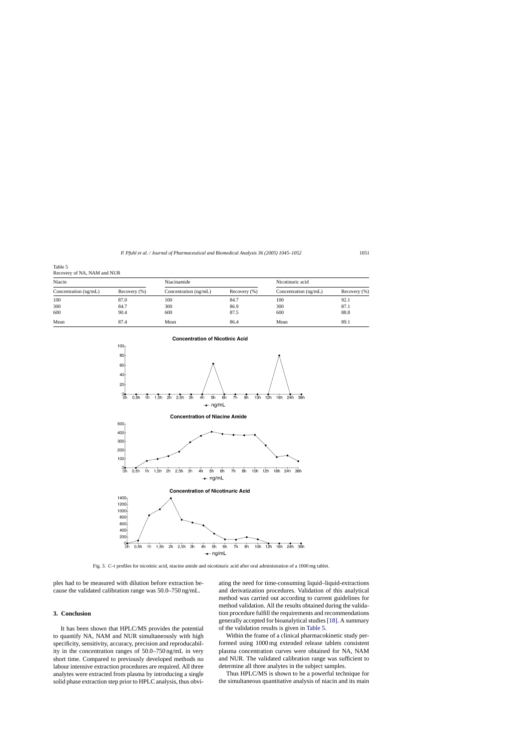Table 5
Recovery of NA, NAM and NUR

| Niacin | | Niacinamide | | Nicotinuric acid | |
|---|---|---|---|---|---|
| Concentration (ng/mL) | Recovery (%) | Concentration (ng/mL) | Recovery (%) | Concentration (ng/mL) | Recovery (%) |
| 100 | 87.0 | 100 | 84.7 | 100 | 92.1 |
| 300 | 84.7 | 300 | 86.9 | 300 | 87.1 |
| 600 | 90.4 | 600 | 87.5 | 600 | 88.8 |
| Mean | 87.4 | Mean | 86.4 | Mean | 89.1 |

Fig. 3. *C–t* profiles for nicotinic acid, niacine amide and nicotinuric acid after oral administration of a 1000 mg tablet.

ples had to be measured with dilution before extraction because the validated calibration range was 50.0–750 ng/mL.

## 3. Conclusion

It has been shown that HPLC/MS provides the potential to quantify NA, NAM and NUR simultaneously with high specificity, sensitivity, accuracy, precision and reproducability in the concentration ranges of 50.0–750 ng/mL in very short time. Compared to previously developed methods no labour intensive extraction procedures are required. All three analytes were extracted from plasma by introducing a single solid phase extraction step prior to HPLC analysis, thus obviating the need for time-consuming liquid–liquid-extractions and derivatization procedures. Validation of this analytical method was carried out according to current guidelines for method validation. All the results obtained during the validation procedure fulfill the requirements and recommendations generally accepted for bioanalytical studies [18]. A summary of the validation results is given in Table 5.

Within the frame of a clinical pharmacokinetic study performed using 1000 mg extended release tablets consistent plasma concentration curves were obtained for NA, NAM and NUR. The validated calibration range was sufficient to determine all three analytes in the subject samples.

Thus HPLC/MS is shown to be a powerful technique for the simultaneous quantitative analysis of niacin and its main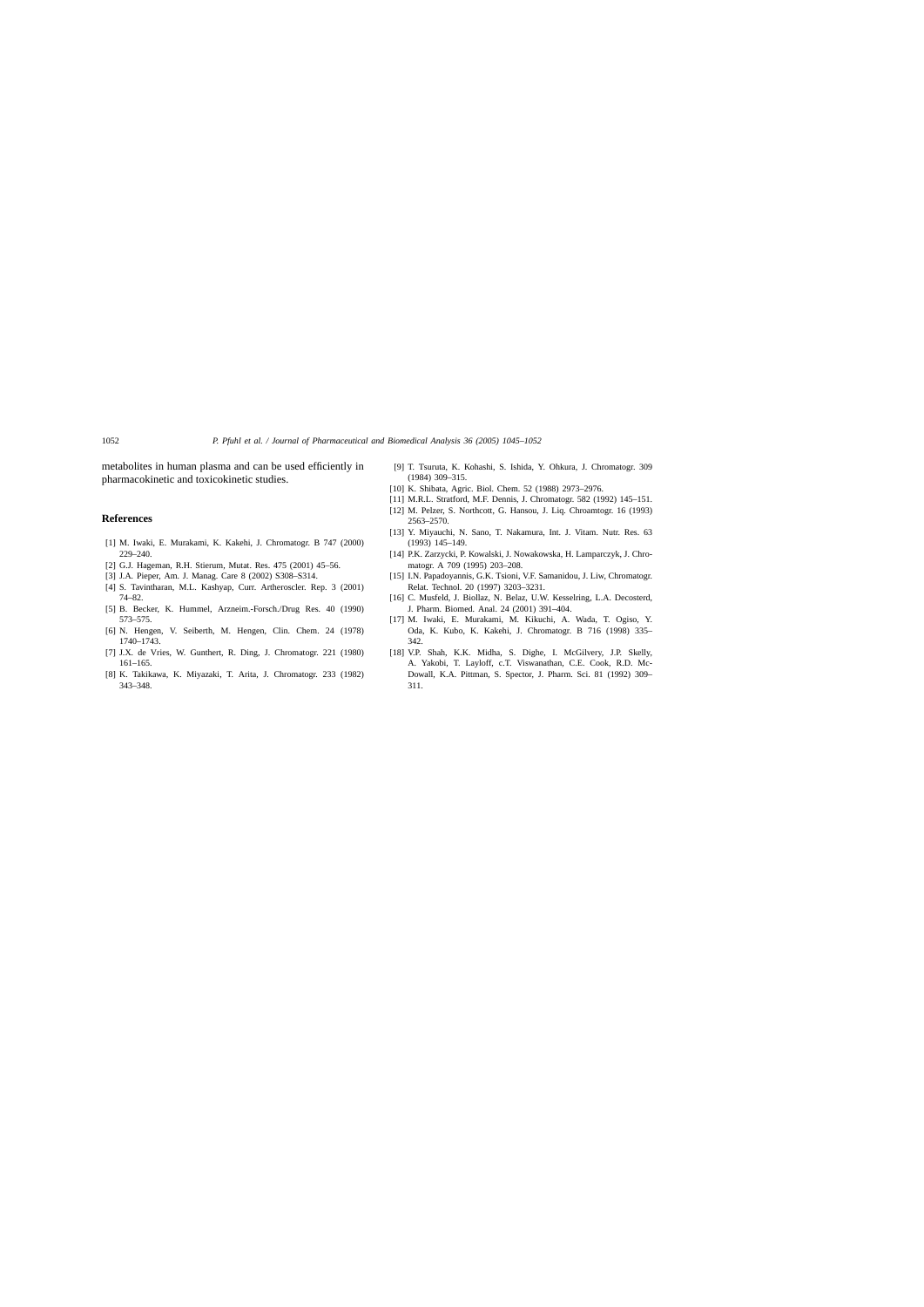metabolites in human plasma and can be used efficiently in pharmacokinetic and toxicokinetic studies.

## References

[1] M. Iwaki, E. Murakami, K. Kakehi, J. Chromatogr. B 747 (2000) 229–240.

[2] G.J. Hageman, R.H. Stierum, Mutat. Res. 475 (2001) 45–56.

[3] J.A. Pieper, Am. J. Manag. Care 8 (2002) S308–S314.

[4] S. Tavintharan, M.L. Kashyap, Curr. Artheroscler. Rep. 3 (2001) 74–82.

[5] B. Becker, K. Hummel, Arzneim.-Forsch./Drug Res. 40 (1990) 573–575.

[6] N. Hengen, V. Seiberth, M. Hengen, Clin. Chem. 24 (1978) 1740–1743.

[7] J.X. de Vries, W. Gunthert, R. Ding, J. Chromatogr. 221 (1980) 161–165.

[8] K. Takikawa, K. Miyazaki, T. Arita, J. Chromatogr. 233 (1982) 343–348.

[9] T. Tsuruta, K. Kohashi, S. Ishida, Y. Ohkura, J. Chromatogr. 309 (1984) 309–315.

[10] K. Shibata, Agric. Biol. Chem. 52 (1988) 2973–2976.

[11] M.R.L. Stratford, M.F. Dennis, J. Chromatogr. 582 (1992) 145–151.

[12] M. Pelzer, S. Northcott, G. Hansou, J. Liq. Chroamtogr. 16 (1993) 2563–2570.

[13] Y. Miyauchi, N. Sano, T. Nakamura, Int. J. Vitam. Nutr. Res. 63 (1993) 145–149.

[14] P.K. Zarzycki, P. Kowalski, J. Nowakowska, H. Lamparczyk, J. Chromatogr. A 709 (1995) 203–208.

[15] I.N. Papadoyannis, G.K. Tsioni, V.F. Samanidou, J. Liw, Chromatogr. Relat. Technol. 20 (1997) 3203–3231.

[16] C. Musfeld, J. Biollaz, N. Belaz, U.W. Kesselring, L.A. Decosterd, J. Pharm. Biomed. Anal. 24 (2001) 391–404.

[17] M. Iwaki, E. Murakami, M. Kikuchi, A. Wada, T. Ogiso, Y. Oda, K. Kubo, K. Kakehi, J. Chromatogr. B 716 (1998) 335–342.

[18] V.P. Shah, K.K. Midha, S. Dighe, I. McGilvery, J.P. Skelly, A. Yakobi, T. Layloff, c.T. Viswanathan, C.E. Cook, R.D. McDowall, K.A. Pittman, S. Spector, J. Pharm. Sci. 81 (1992) 309–311.